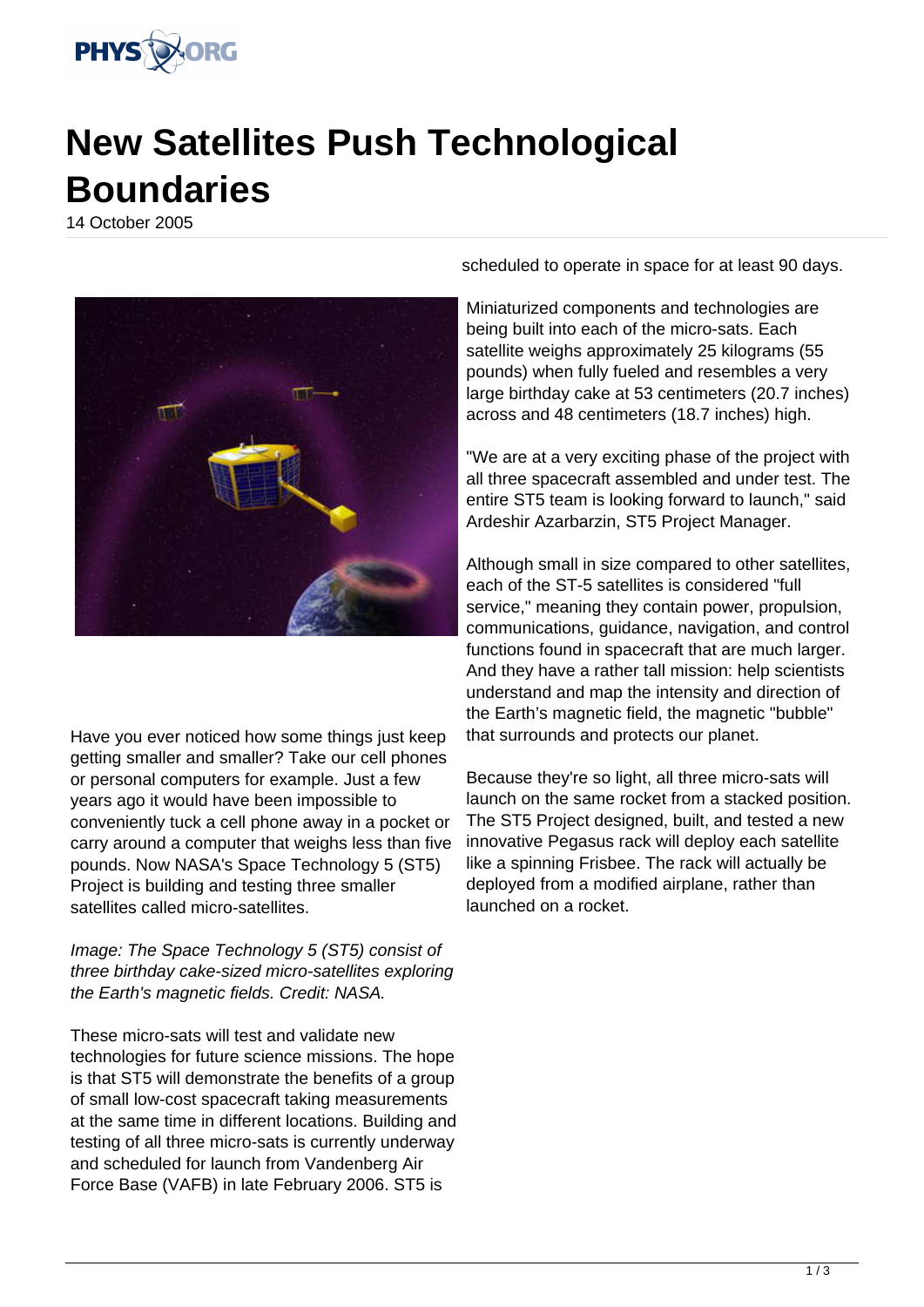# New Satellites Push Technological Boundaries

14 October 2005

Have you ever noticed how some things just keep getting smaller and smaller? Take our cell phones or personal computers for example. Just a few years ago it would have been impossible to conveniently tuck a cell phone away in a pocket or carry around a computer that weighs less than five pounds. Now NASA's Space Technology 5 (ST5) Project is building and testing three smaller satellites called micro-satellites.

*Image: The Space Technology 5 (ST5) consist of three birthday cake-sized micro-satellites exploring the Earth's magnetic fields. Credit: NASA.*

These micro-sats will test and validate new technologies for future science missions. The hope is that ST5 will demonstrate the benefits of a group of small low-cost spacecraft taking measurements at the same time in different locations. Building and testing of all three micro-sats is currently underway and scheduled for launch from Vandenberg Air Force Base (VAFB) in late February 2006. ST5 is scheduled to operate in space for at least 90 days.

Miniaturized components and technologies are being built into each of the micro-sats. Each satellite weighs approximately 25 kilograms (55 pounds) when fully fueled and resembles a very large birthday cake at 53 centimeters (20.7 inches) across and 48 centimeters (18.7 inches) high.

"We are at a very exciting phase of the project with all three spacecraft assembled and under test. The entire ST5 team is looking forward to launch," said Ardeshir Azarbarzin, ST5 Project Manager.

Although small in size compared to other satellites, each of the ST-5 satellites is considered "full service," meaning they contain power, propulsion, communications, guidance, navigation, and control functions found in spacecraft that are much larger. And they have a rather tall mission: help scientists understand and map the intensity and direction of the Earth's magnetic field, the magnetic "bubble" that surrounds and protects our planet.

Because they're so light, all three micro-sats will launch on the same rocket from a stacked position. The ST5 Project designed, built, and tested a new innovative Pegasus rack will deploy each satellite like a spinning Frisbee. The rack will actually be deployed from a modified airplane, rather than launched on a rocket.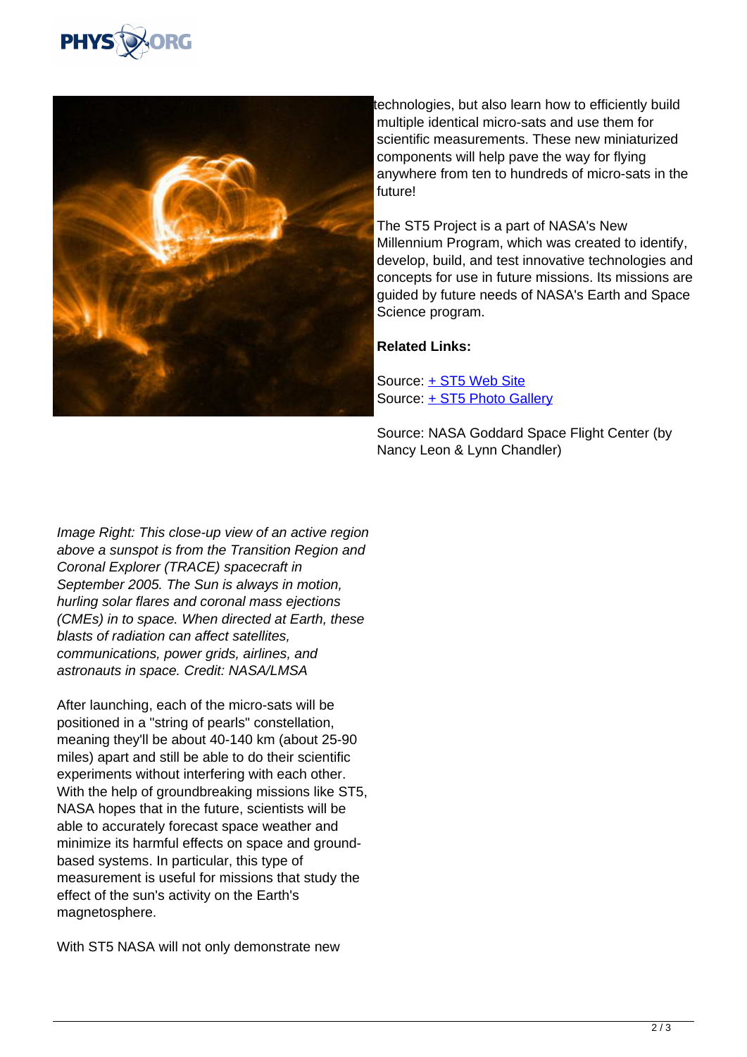technologies, but also learn how to efficiently build multiple identical micro-sats and use them for scientific measurements. These new miniaturized components will help pave the way for flying anywhere from ten to hundreds of micro-sats in the future!

The ST5 Project is a part of NASA's New Millennium Program, which was created to identify, develop, build, and test innovative technologies and concepts for use in future missions. Its missions are guided by future needs of NASA's Earth and Space Science program.

**Related Links:**

Source: + ST5 Web Site
Source: + ST5 Photo Gallery

Source: NASA Goddard Space Flight Center (by Nancy Leon & Lynn Chandler)

*Image Right: This close-up view of an active region above a sunspot is from the Transition Region and Coronal Explorer (TRACE) spacecraft in September 2005. The Sun is always in motion, hurling solar flares and coronal mass ejections (CMEs) in to space. When directed at Earth, these blasts of radiation can affect satellites, communications, power grids, airlines, and astronauts in space. Credit: NASA/LMSA*

After launching, each of the micro-sats will be positioned in a "string of pearls" constellation, meaning they'll be about 40-140 km (about 25-90 miles) apart and still be able to do their scientific experiments without interfering with each other. With the help of groundbreaking missions like ST5, NASA hopes that in the future, scientists will be able to accurately forecast space weather and minimize its harmful effects on space and ground-based systems. In particular, this type of measurement is useful for missions that study the effect of the sun's activity on the Earth's magnetosphere.

With ST5 NASA will not only demonstrate new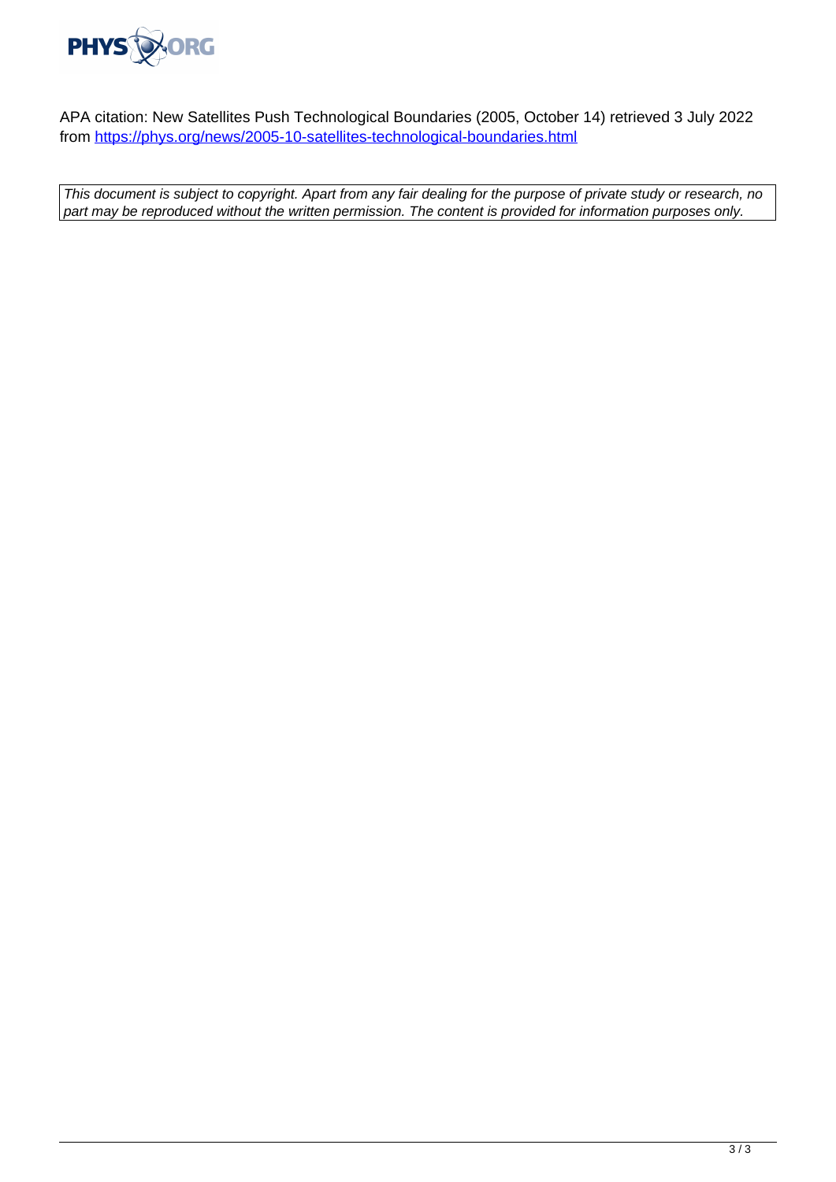APA citation: New Satellites Push Technological Boundaries (2005, October 14) retrieved 3 July 2022 from https://phys.org/news/2005-10-satellites-technological-boundaries.html

*This document is subject to copyright. Apart from any fair dealing for the purpose of private study or research, no part may be reproduced without the written permission. The content is provided for information purposes only.*